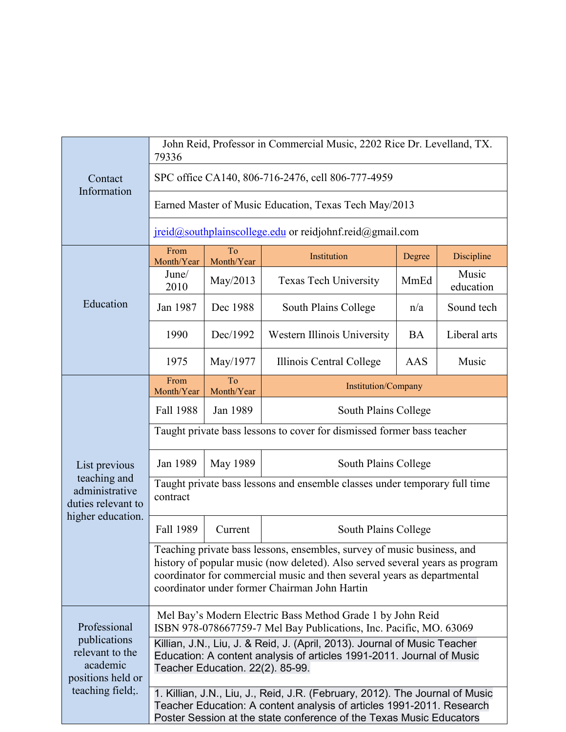| | | | | | |
|---|---|---|---|---|---|
| Contact Information | John Reid, Professor in Commercial Music, 2202 Rice Dr. Levelland, TX. 79336 | | | | |
| | SPC office CA140, 806-716-2476, cell 806-777-4959 | | | | |
| | Earned Master of Music Education, Texas Tech May/2013 | | | | |
| | jreid@southplainscollege.edu or reidjohnf.reid@gmail.com | | | | |
| Education | From Month/Year | To Month/Year | Institution | Degree | Discipline |
| | June/ 2010 | May/2013 | Texas Tech University | MmEd | Music education |
| | Jan 1987 | Dec 1988 | South Plains College | n/a | Sound tech |
| | 1990 | Dec/1992 | Western Illinois University | BA | Liberal arts |
| | 1975 | May/1977 | Illinois Central College | AAS | Music |
| List previous teaching and administrative duties relevant to higher education. | From Month/Year | To Month/Year | Institution/Company | | |
| | Fall 1988 | Jan 1989 | South Plains College | | |
| | Taught private bass lessons to cover for dismissed former bass teacher | | | | |
| | Jan 1989 | May 1989 | South Plains College | | |
| | Taught private bass lessons and ensemble classes under temporary full time contract | | | | |
| | Fall 1989 | Current | South Plains College | | |
| | Teaching private bass lessons, ensembles, survey of music business, and history of popular music (now deleted). Also served several years as program coordinator for commercial music and then several years as departmental coordinator under former Chairman John Hartin | | | | |
| Professional publications relevant to the academic positions held or teaching field;. | Mel Bay's Modern Electric Bass Method Grade 1 by John Reid ISBN 978-078667759-7 Mel Bay Publications, Inc. Pacific, MO. 63069 | | | | |
| | Killian, J.N., Liu, J. & Reid, J. (April, 2013). Journal of Music Teacher Education: A content analysis of articles 1991-2011. Journal of Music Teacher Education. 22(2). 85-99. | | | | |
| | 1. Killian, J.N., Liu, J., Reid, J.R. (February, 2012). The Journal of Music Teacher Education: A content analysis of articles 1991-2011. Research Poster Session at the state conference of the Texas Music Educators | | | | |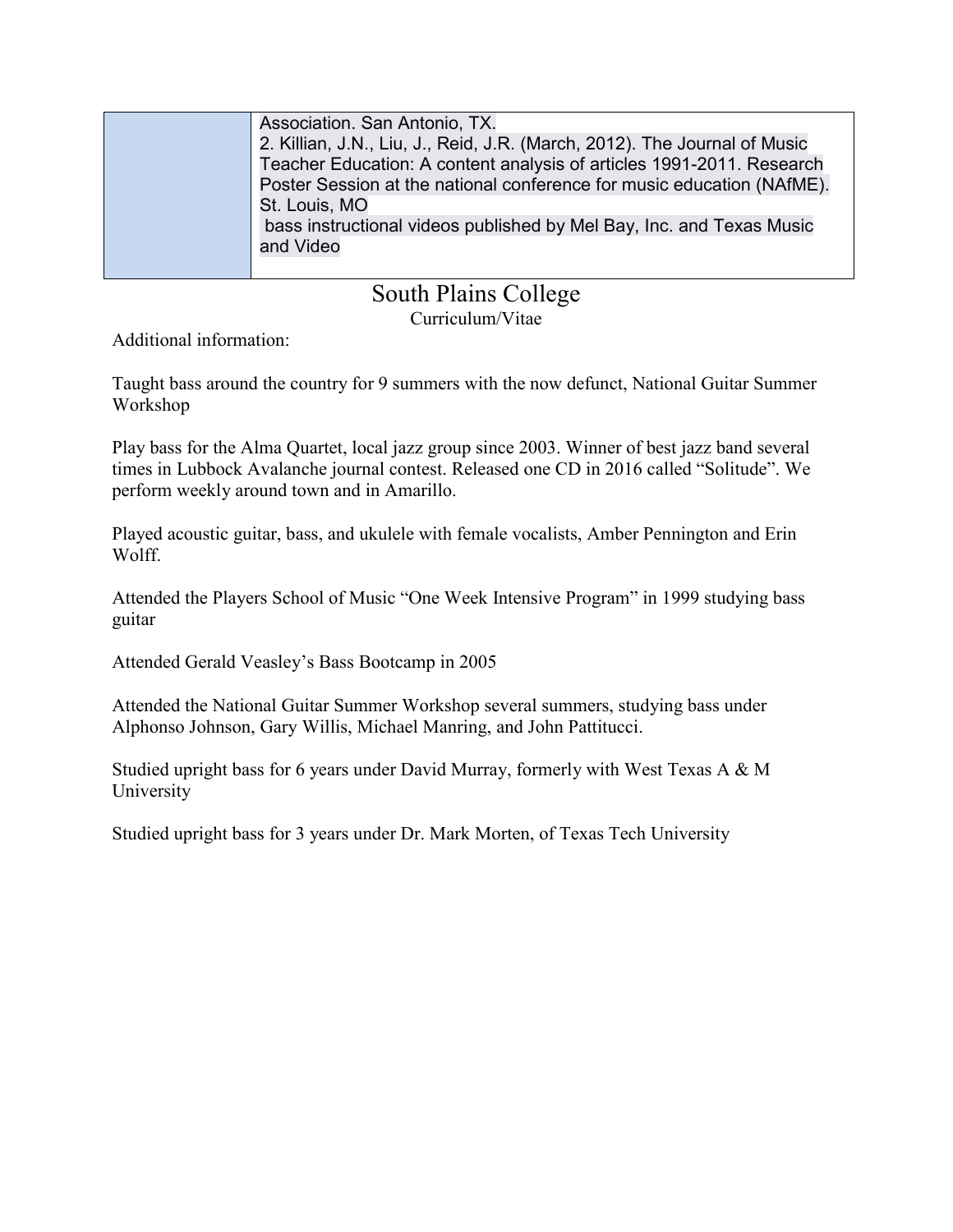| | |
|---|---|
| | Association. San Antonio, TX.<br>2. Killian, J.N., Liu, J., Reid, J.R. (March, 2012). The Journal of Music Teacher Education: A content analysis of articles 1991-2011. Research Poster Session at the national conference for music education (NAfME). St. Louis, MO<br>bass instructional videos published by Mel Bay, Inc. and Texas Music and Video |

# South Plains College

Curriculum/Vitae

Additional information:

Taught bass around the country for 9 summers with the now defunct, National Guitar Summer Workshop

Play bass for the Alma Quartet, local jazz group since 2003. Winner of best jazz band several times in Lubbock Avalanche journal contest. Released one CD in 2016 called "Solitude". We perform weekly around town and in Amarillo.

Played acoustic guitar, bass, and ukulele with female vocalists, Amber Pennington and Erin Wolff.

Attended the Players School of Music "One Week Intensive Program" in 1999 studying bass guitar

Attended Gerald Veasley's Bass Bootcamp in 2005

Attended the National Guitar Summer Workshop several summers, studying bass under Alphonso Johnson, Gary Willis, Michael Manring, and John Pattitucci.

Studied upright bass for 6 years under David Murray, formerly with West Texas A & M University

Studied upright bass for 3 years under Dr. Mark Morten, of Texas Tech University